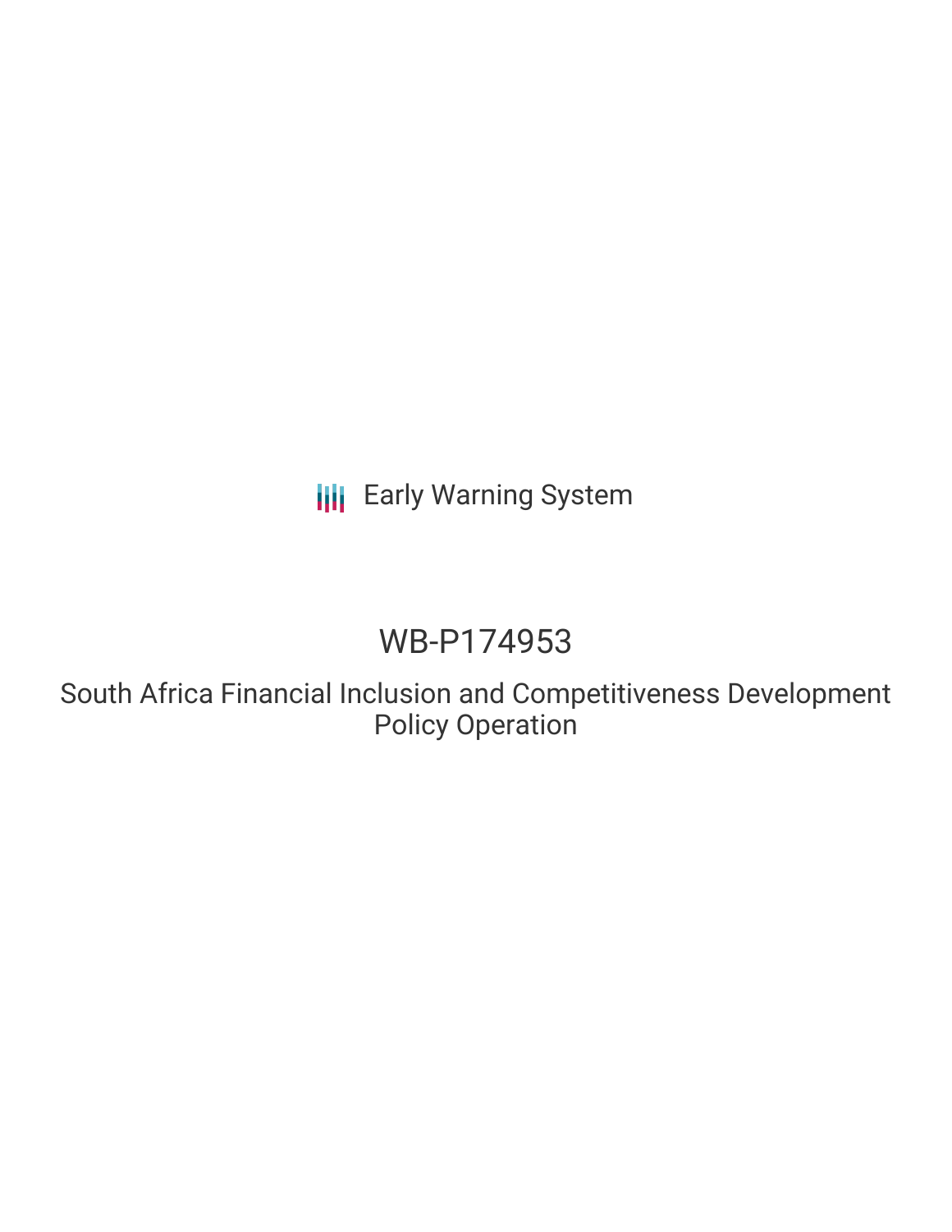Early Warning System

# WB-P174953

## South Africa Financial Inclusion and Competitiveness Development Policy Operation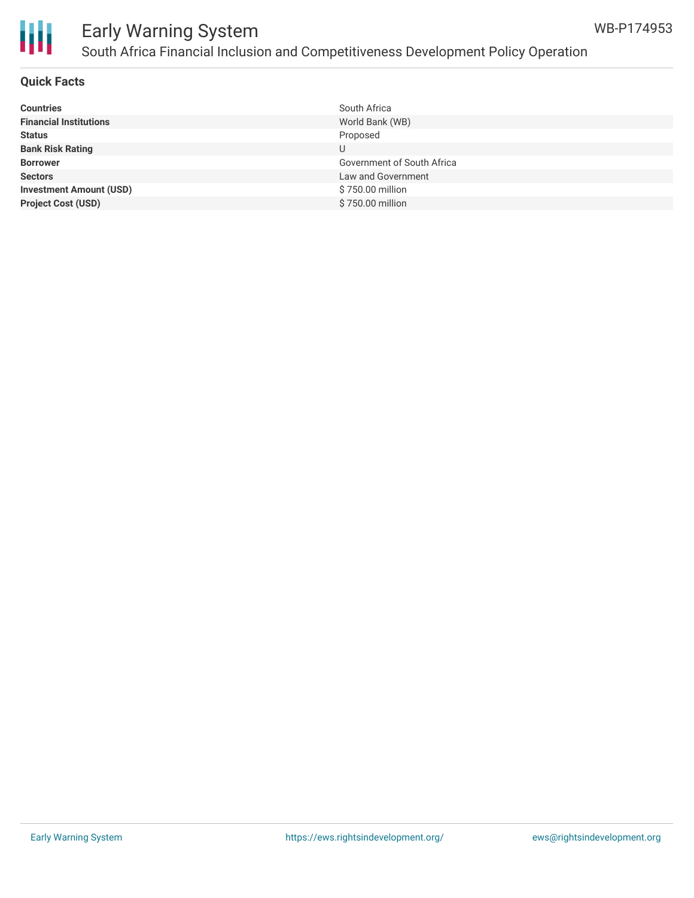## Quick Facts

| | |
|---|---|
| **Countries** | South Africa |
| **Financial Institutions** | World Bank (WB) |
| **Status** | Proposed |
| **Bank Risk Rating** | U |
| **Borrower** | Government of South Africa |
| **Sectors** | Law and Government |
| **Investment Amount (USD)** | $ 750.00 million |
| **Project Cost (USD)** | $ 750.00 million |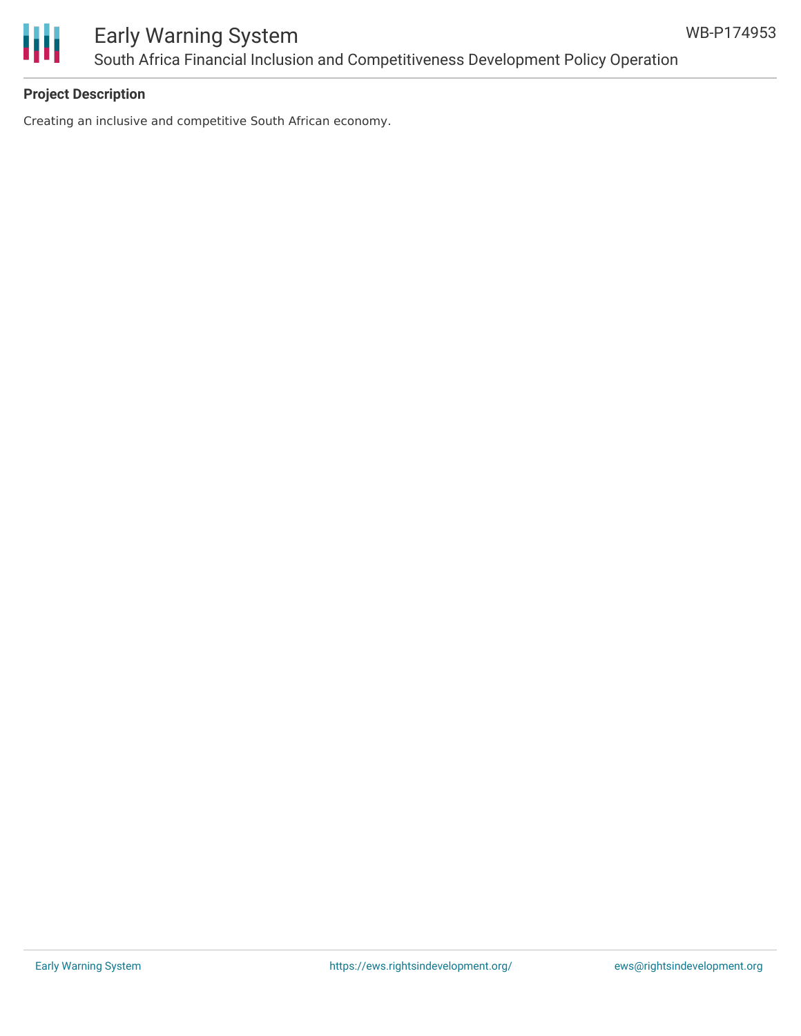**Project Description**

Creating an inclusive and competitive South African economy.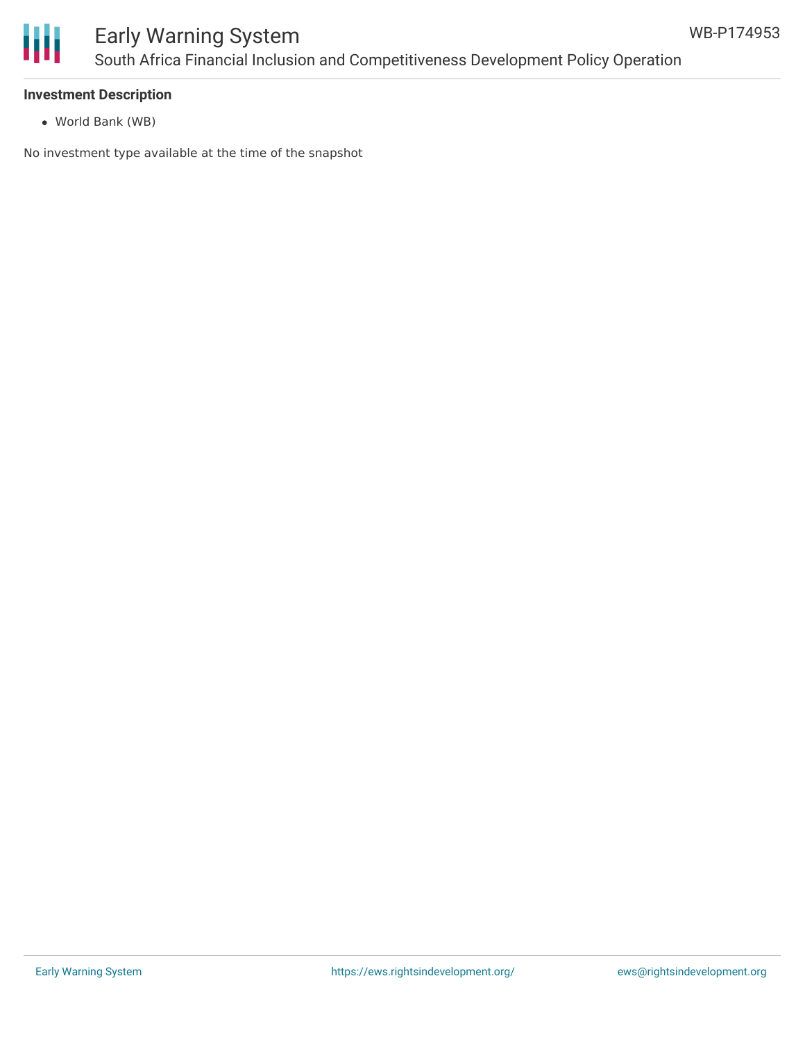**Investment Description**

- World Bank (WB)

No investment type available at the time of the snapshot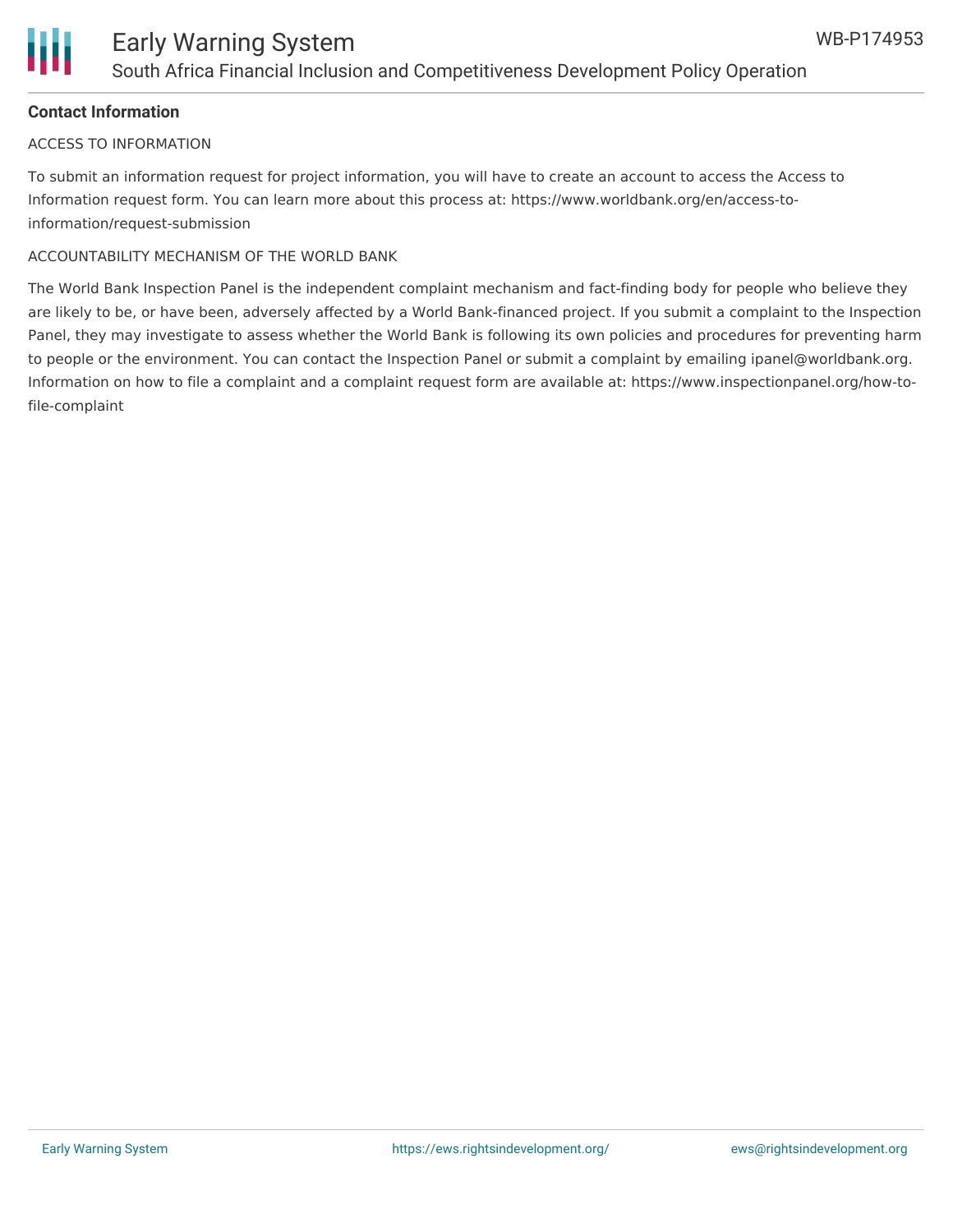**Contact Information**

ACCESS TO INFORMATION

To submit an information request for project information, you will have to create an account to access the Access to Information request form. You can learn more about this process at: https://www.worldbank.org/en/access-to-information/request-submission

ACCOUNTABILITY MECHANISM OF THE WORLD BANK

The World Bank Inspection Panel is the independent complaint mechanism and fact-finding body for people who believe they are likely to be, or have been, adversely affected by a World Bank-financed project. If you submit a complaint to the Inspection Panel, they may investigate to assess whether the World Bank is following its own policies and procedures for preventing harm to people or the environment. You can contact the Inspection Panel or submit a complaint by emailing ipanel@worldbank.org. Information on how to file a complaint and a complaint request form are available at: https://www.inspectionpanel.org/how-to-file-complaint